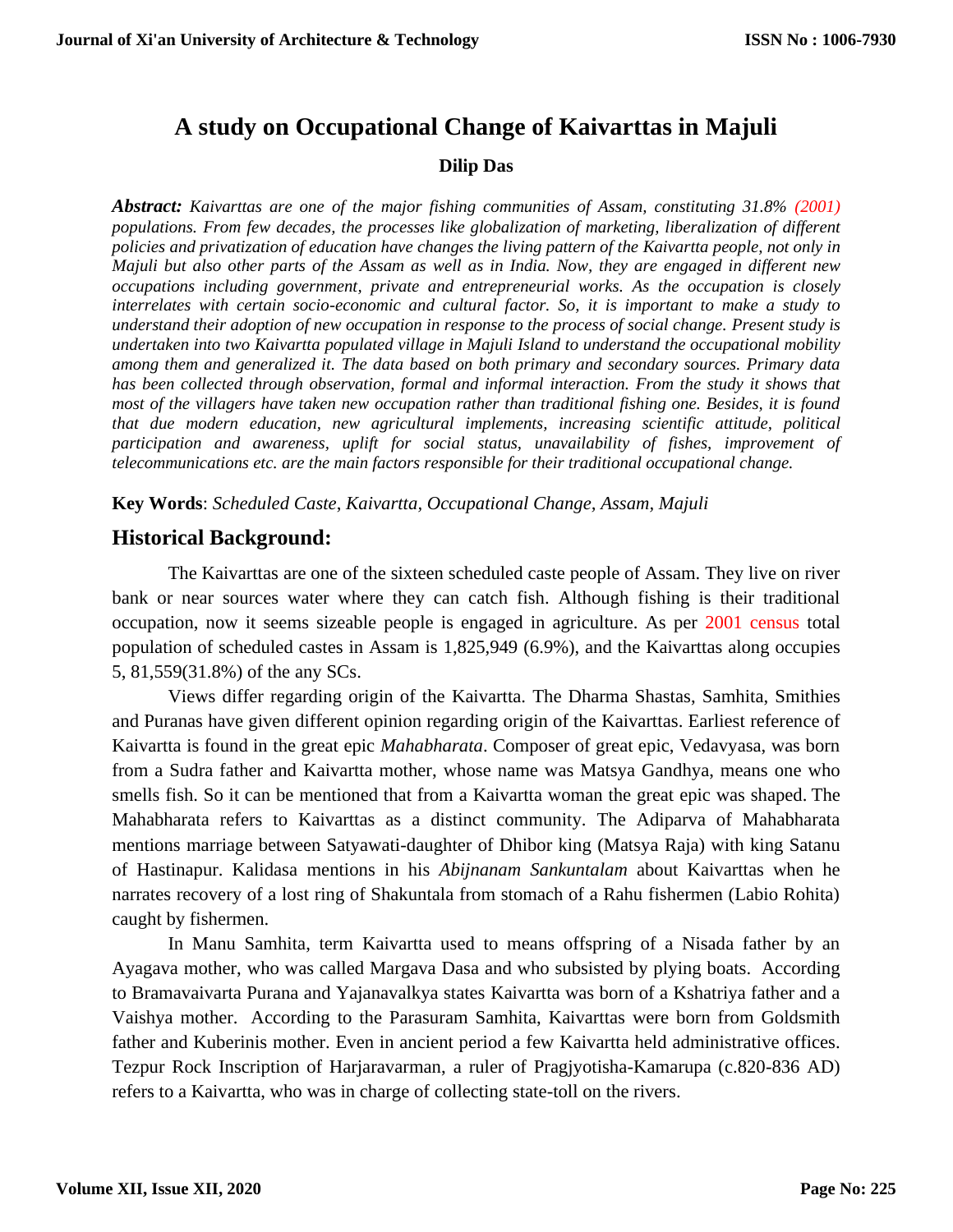# A study on Occupational Change of Kaivarttas in Majuli

**Dilip Das**

***Abstract:*** *Kaivarttas are one of the major fishing communities of Assam, constituting 31.8% (2001) populations. From few decades, the processes like globalization of marketing, liberalization of different policies and privatization of education have changes the living pattern of the Kaivartta people, not only in Majuli but also other parts of the Assam as well as in India. Now, they are engaged in different new occupations including government, private and entrepreneurial works. As the occupation is closely interrelates with certain socio-economic and cultural factor. So, it is important to make a study to understand their adoption of new occupation in response to the process of social change. Present study is undertaken into two Kaivartta populated village in Majuli Island to understand the occupational mobility among them and generalized it. The data based on both primary and secondary sources. Primary data has been collected through observation, formal and informal interaction. From the study it shows that most of the villagers have taken new occupation rather than traditional fishing one. Besides, it is found that due modern education, new agricultural implements, increasing scientific attitude, political participation and awareness, uplift for social status, unavailability of fishes, improvement of telecommunications etc. are the main factors responsible for their traditional occupational change.*

**Key Words**: *Scheduled Caste, Kaivartta, Occupational Change, Assam, Majuli*

## Historical Background:

The Kaivarttas are one of the sixteen scheduled caste people of Assam. They live on river bank or near sources water where they can catch fish. Although fishing is their traditional occupation, now it seems sizeable people is engaged in agriculture. As per 2001 census total population of scheduled castes in Assam is 1,825,949 (6.9%), and the Kaivarttas along occupies 5, 81,559(31.8%) of the any SCs.

Views differ regarding origin of the Kaivartta. The Dharma Shastas, Samhita, Smithies and Puranas have given different opinion regarding origin of the Kaivarttas. Earliest reference of Kaivartta is found in the great epic *Mahabharata*. Composer of great epic, Vedavyasa, was born from a Sudra father and Kaivartta mother, whose name was Matsya Gandhya, means one who smells fish. So it can be mentioned that from a Kaivartta woman the great epic was shaped. The Mahabharata refers to Kaivarttas as a distinct community. The Adiparva of Mahabharata mentions marriage between Satyawati-daughter of Dhibor king (Matsya Raja) with king Satanu of Hastinapur. Kalidasa mentions in his *Abijnanam Sankuntalam* about Kaivarttas when he narrates recovery of a lost ring of Shakuntala from stomach of a Rahu fishermen (Labio Rohita) caught by fishermen.

In Manu Samhita, term Kaivartta used to means offspring of a Nisada father by an Ayagava mother, who was called Margava Dasa and who subsisted by plying boats. According to Bramavaivarta Purana and Yajanavalkya states Kaivartta was born of a Kshatriya father and a Vaishya mother. According to the Parasuram Samhita, Kaivarttas were born from Goldsmith father and Kuberinis mother. Even in ancient period a few Kaivartta held administrative offices. Tezpur Rock Inscription of Harjaravarman, a ruler of Pragjyotisha-Kamarupa (c.820-836 AD) refers to a Kaivartta, who was in charge of collecting state-toll on the rivers.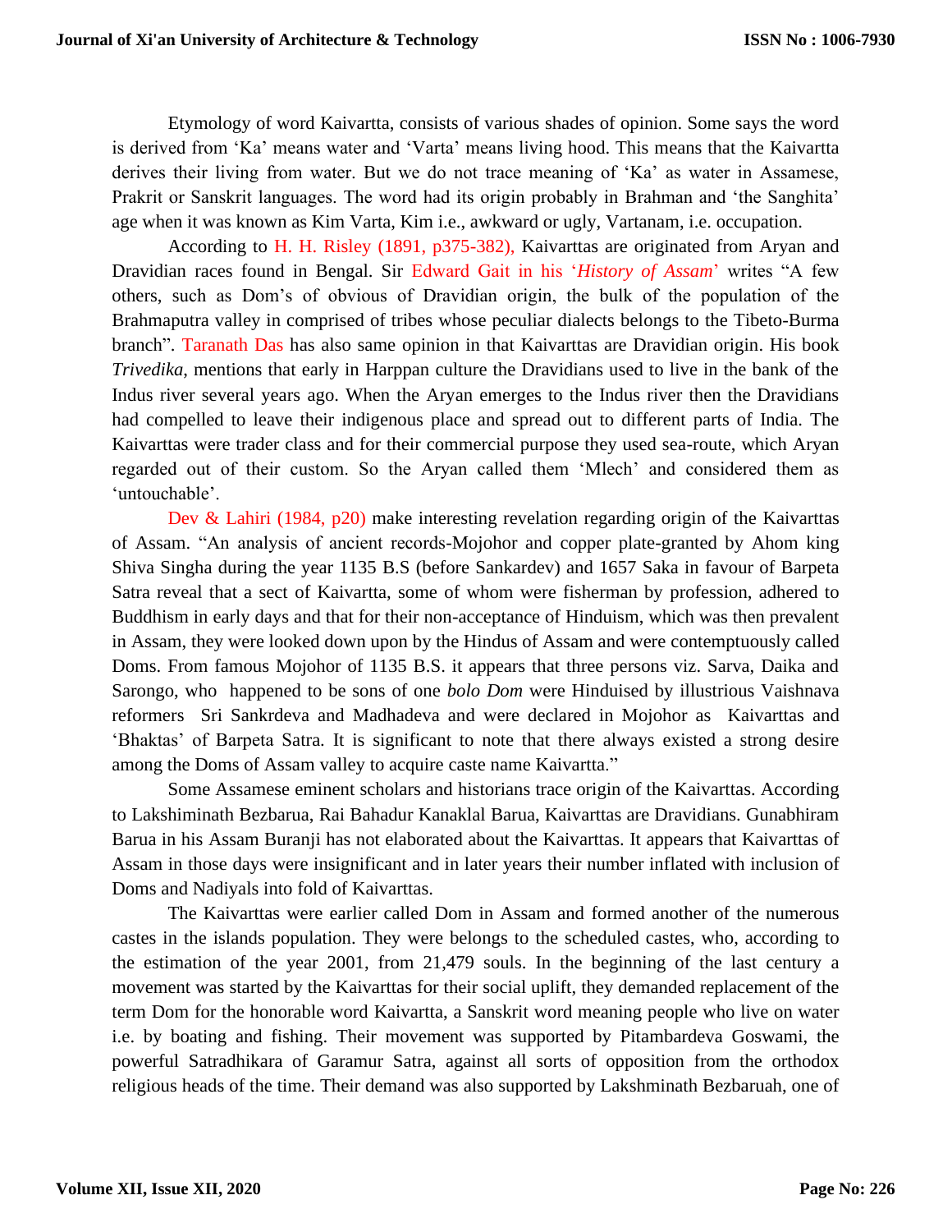Etymology of word Kaivartta, consists of various shades of opinion. Some says the word is derived from 'Ka' means water and 'Varta' means living hood. This means that the Kaivartta derives their living from water. But we do not trace meaning of 'Ka' as water in Assamese, Prakrit or Sanskrit languages. The word had its origin probably in Brahman and 'the Sanghita' age when it was known as Kim Varta, Kim i.e., awkward or ugly, Vartanam, i.e. occupation.

According to H. H. Risley (1891, p375-382), Kaivarttas are originated from Aryan and Dravidian races found in Bengal. Sir Edward Gait in his '*History of Assam*' writes "A few others, such as Dom's of obvious of Dravidian origin, the bulk of the population of the Brahmaputra valley in comprised of tribes whose peculiar dialects belongs to the Tibeto-Burma branch". Taranath Das has also same opinion in that Kaivarttas are Dravidian origin. His book *Trivedika*, mentions that early in Harppan culture the Dravidians used to live in the bank of the Indus river several years ago. When the Aryan emerges to the Indus river then the Dravidians had compelled to leave their indigenous place and spread out to different parts of India. The Kaivarttas were trader class and for their commercial purpose they used sea-route, which Aryan regarded out of their custom. So the Aryan called them 'Mlech' and considered them as 'untouchable'.

Dev & Lahiri (1984, p20) make interesting revelation regarding origin of the Kaivarttas of Assam. "An analysis of ancient records-Mojohor and copper plate-granted by Ahom king Shiva Singha during the year 1135 B.S (before Sankardev) and 1657 Saka in favour of Barpeta Satra reveal that a sect of Kaivartta, some of whom were fisherman by profession, adhered to Buddhism in early days and that for their non-acceptance of Hinduism, which was then prevalent in Assam, they were looked down upon by the Hindus of Assam and were contemptuously called Doms. From famous Mojohor of 1135 B.S. it appears that three persons viz. Sarva, Daika and Sarongo, who happened to be sons of one *bolo Dom* were Hinduised by illustrious Vaishnava reformers Sri Sankrdeva and Madhadeva and were declared in Mojohor as Kaivarttas and 'Bhaktas' of Barpeta Satra. It is significant to note that there always existed a strong desire among the Doms of Assam valley to acquire caste name Kaivartta."

Some Assamese eminent scholars and historians trace origin of the Kaivarttas. According to Lakshiminath Bezbarua, Rai Bahadur Kanaklal Barua, Kaivarttas are Dravidians. Gunabhiram Barua in his Assam Buranji has not elaborated about the Kaivarttas. It appears that Kaivarttas of Assam in those days were insignificant and in later years their number inflated with inclusion of Doms and Nadiyals into fold of Kaivarttas.

The Kaivarttas were earlier called Dom in Assam and formed another of the numerous castes in the islands population. They were belongs to the scheduled castes, who, according to the estimation of the year 2001, from 21,479 souls. In the beginning of the last century a movement was started by the Kaivarttas for their social uplift, they demanded replacement of the term Dom for the honorable word Kaivartta, a Sanskrit word meaning people who live on water i.e. by boating and fishing. Their movement was supported by Pitambardeva Goswami, the powerful Satradhikara of Garamur Satra, against all sorts of opposition from the orthodox religious heads of the time. Their demand was also supported by Lakshminath Bezbaruah, one of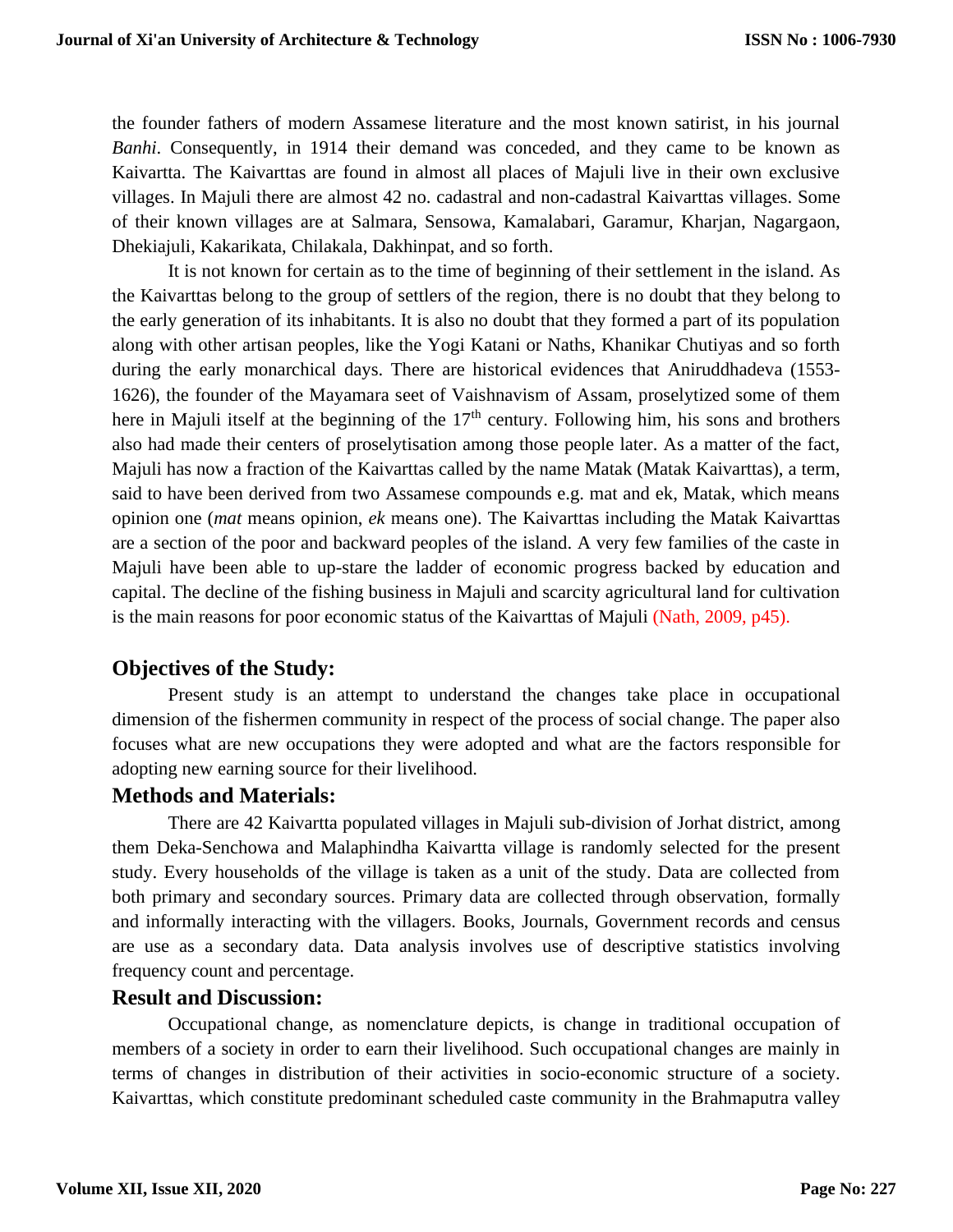the founder fathers of modern Assamese literature and the most known satirist, in his journal *Banhi*. Consequently, in 1914 their demand was conceded, and they came to be known as Kaivartta. The Kaivarttas are found in almost all places of Majuli live in their own exclusive villages. In Majuli there are almost 42 no. cadastral and non-cadastral Kaivarttas villages. Some of their known villages are at Salmara, Sensowa, Kamalabari, Garamur, Kharjan, Nagargaon, Dhekiajuli, Kakarikata, Chilakala, Dakhinpat, and so forth.

It is not known for certain as to the time of beginning of their settlement in the island. As the Kaivarttas belong to the group of settlers of the region, there is no doubt that they belong to the early generation of its inhabitants. It is also no doubt that they formed a part of its population along with other artisan peoples, like the Yogi Katani or Naths, Khanikar Chutiyas and so forth during the early monarchical days. There are historical evidences that Aniruddhadeva (1553-1626), the founder of the Mayamara seet of Vaishnavism of Assam, proselytized some of them here in Majuli itself at the beginning of the 17th century. Following him, his sons and brothers also had made their centers of proselytisation among those people later. As a matter of the fact, Majuli has now a fraction of the Kaivarttas called by the name Matak (Matak Kaivarttas), a term, said to have been derived from two Assamese compounds e.g. mat and ek, Matak, which means opinion one (*mat* means opinion, *ek* means one). The Kaivarttas including the Matak Kaivarttas are a section of the poor and backward peoples of the island. A very few families of the caste in Majuli have been able to up-stare the ladder of economic progress backed by education and capital. The decline of the fishing business in Majuli and scarcity agricultural land for cultivation is the main reasons for poor economic status of the Kaivarttas of Majuli (Nath, 2009, p45).

## Objectives of the Study:

Present study is an attempt to understand the changes take place in occupational dimension of the fishermen community in respect of the process of social change. The paper also focuses what are new occupations they were adopted and what are the factors responsible for adopting new earning source for their livelihood.

## Methods and Materials:

There are 42 Kaivartta populated villages in Majuli sub-division of Jorhat district, among them Deka-Senchowa and Malaphindha Kaivartta village is randomly selected for the present study. Every households of the village is taken as a unit of the study. Data are collected from both primary and secondary sources. Primary data are collected through observation, formally and informally interacting with the villagers. Books, Journals, Government records and census are use as a secondary data. Data analysis involves use of descriptive statistics involving frequency count and percentage.

## Result and Discussion:

Occupational change, as nomenclature depicts, is change in traditional occupation of members of a society in order to earn their livelihood. Such occupational changes are mainly in terms of changes in distribution of their activities in socio-economic structure of a society. Kaivarttas, which constitute predominant scheduled caste community in the Brahmaputra valley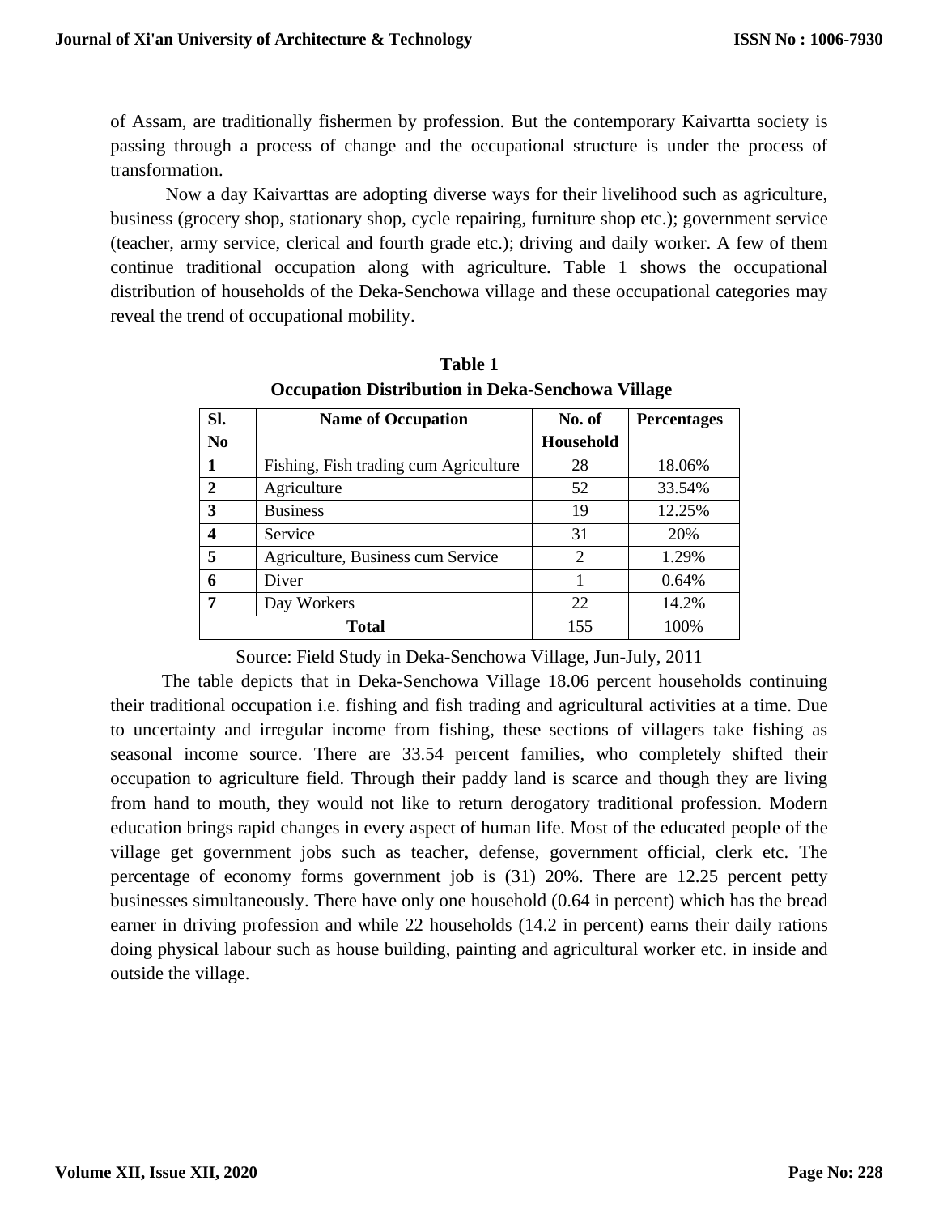of Assam, are traditionally fishermen by profession. But the contemporary Kaivartta society is passing through a process of change and the occupational structure is under the process of transformation.

Now a day Kaivarttas are adopting diverse ways for their livelihood such as agriculture, business (grocery shop, stationary shop, cycle repairing, furniture shop etc.); government service (teacher, army service, clerical and fourth grade etc.); driving and daily worker. A few of them continue traditional occupation along with agriculture. Table 1 shows the occupational distribution of households of the Deka-Senchowa village and these occupational categories may reveal the trend of occupational mobility.

**Table 1**

**Occupation Distribution in Deka-Senchowa Village**

| Sl. No | Name of Occupation | No. of Household | Percentages |
|---|---|---|---|
| **1** | Fishing, Fish trading cum Agriculture | 28 | 18.06% |
| **2** | Agriculture | 52 | 33.54% |
| **3** | Business | 19 | 12.25% |
| **4** | Service | 31 | 20% |
| **5** | Agriculture, Business cum Service | 2 | 1.29% |
| **6** | Diver | 1 | 0.64% |
| **7** | Day Workers | 22 | 14.2% |
| **Total** | | 155 | 100% |

Source: Field Study in Deka-Senchowa Village, Jun-July, 2011

The table depicts that in Deka-Senchowa Village 18.06 percent households continuing their traditional occupation i.e. fishing and fish trading and agricultural activities at a time. Due to uncertainty and irregular income from fishing, these sections of villagers take fishing as seasonal income source. There are 33.54 percent families, who completely shifted their occupation to agriculture field. Through their paddy land is scarce and though they are living from hand to mouth, they would not like to return derogatory traditional profession. Modern education brings rapid changes in every aspect of human life. Most of the educated people of the village get government jobs such as teacher, defense, government official, clerk etc. The percentage of economy forms government job is (31) 20%. There are 12.25 percent petty businesses simultaneously. There have only one household (0.64 in percent) which has the bread earner in driving profession and while 22 households (14.2 in percent) earns their daily rations doing physical labour such as house building, painting and agricultural worker etc. in inside and outside the village.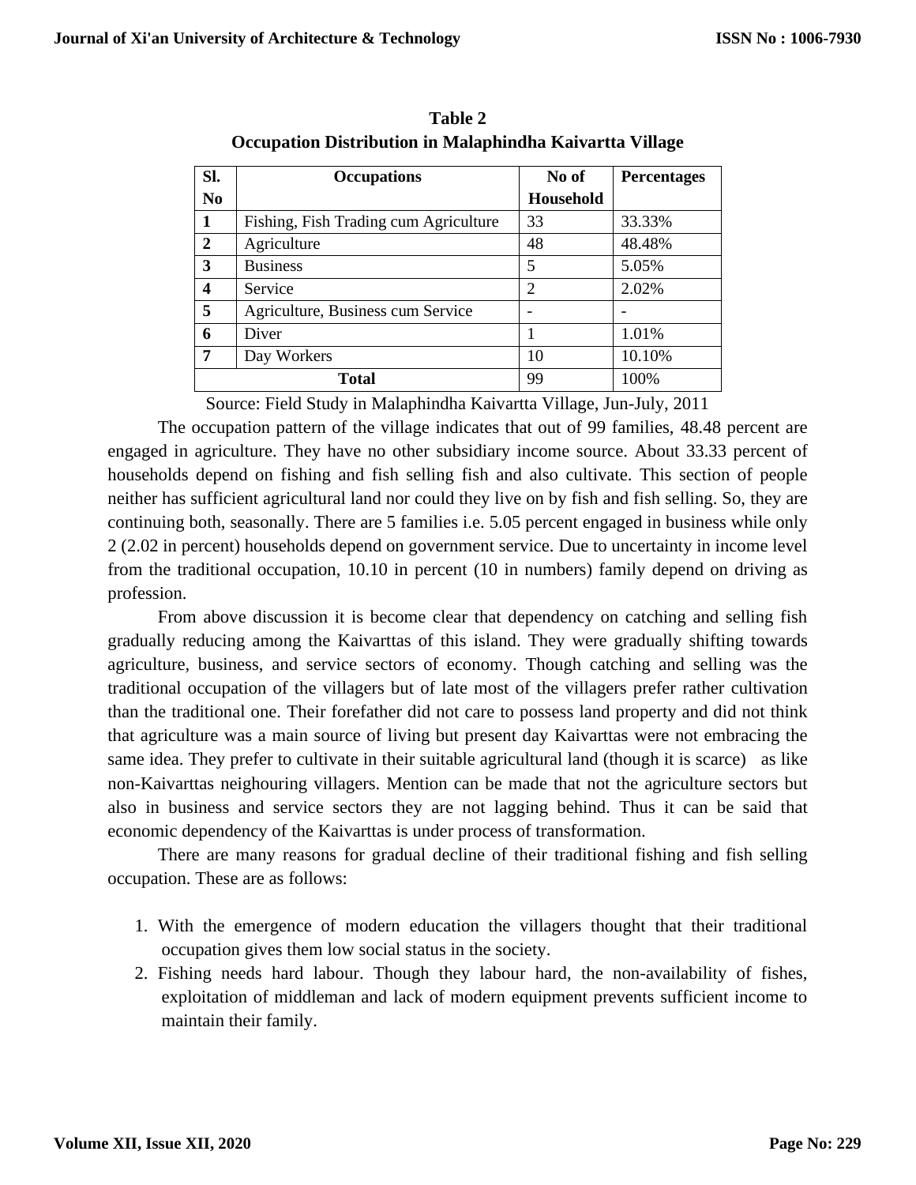**Table 2**
**Occupation Distribution in Malaphindha Kaivartta Village**

| Sl. No | Occupations | No of Household | Percentages |
|---|---|---|---|
| 1 | Fishing, Fish Trading cum Agriculture | 33 | 33.33% |
| 2 | Agriculture | 48 | 48.48% |
| 3 | Business | 5 | 5.05% |
| 4 | Service | 2 | 2.02% |
| 5 | Agriculture, Business cum Service | - | - |
| 6 | Diver | 1 | 1.01% |
| 7 | Day Workers | 10 | 10.10% |
| **Total** | | 99 | 100% |

Source: Field Study in Malaphindha Kaivartta Village, Jun-July, 2011

The occupation pattern of the village indicates that out of 99 families, 48.48 percent are engaged in agriculture. They have no other subsidiary income source. About 33.33 percent of households depend on fishing and fish selling fish and also cultivate. This section of people neither has sufficient agricultural land nor could they live on by fish and fish selling. So, they are continuing both, seasonally. There are 5 families i.e. 5.05 percent engaged in business while only 2 (2.02 in percent) households depend on government service. Due to uncertainty in income level from the traditional occupation, 10.10 in percent (10 in numbers) family depend on driving as profession.

From above discussion it is become clear that dependency on catching and selling fish gradually reducing among the Kaivarttas of this island. They were gradually shifting towards agriculture, business, and service sectors of economy. Though catching and selling was the traditional occupation of the villagers but of late most of the villagers prefer rather cultivation than the traditional one. Their forefather did not care to possess land property and did not think that agriculture was a main source of living but present day Kaivarttas were not embracing the same idea. They prefer to cultivate in their suitable agricultural land (though it is scarce) as like non-Kaivarttas neighouring villagers. Mention can be made that not the agriculture sectors but also in business and service sectors they are not lagging behind. Thus it can be said that economic dependency of the Kaivarttas is under process of transformation.

There are many reasons for gradual decline of their traditional fishing and fish selling occupation. These are as follows:

1. With the emergence of modern education the villagers thought that their traditional occupation gives them low social status in the society.
2. Fishing needs hard labour. Though they labour hard, the non-availability of fishes, exploitation of middleman and lack of modern equipment prevents sufficient income to maintain their family.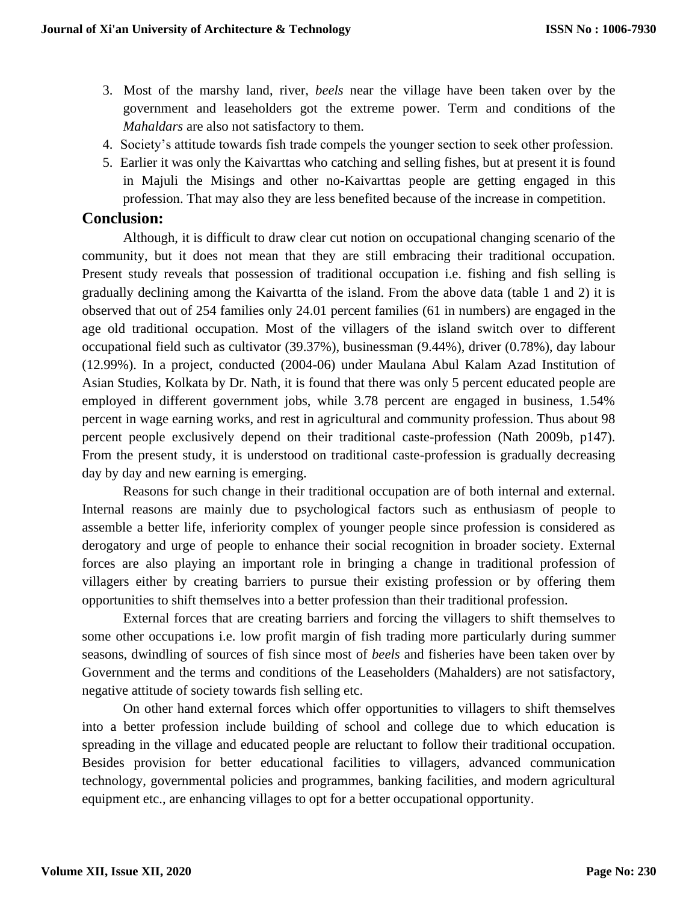3. Most of the marshy land, river, *beels* near the village have been taken over by the government and leaseholders got the extreme power. Term and conditions of the *Mahaldars* are also not satisfactory to them.
4. Society's attitude towards fish trade compels the younger section to seek other profession.
5. Earlier it was only the Kaivarttas who catching and selling fishes, but at present it is found in Majuli the Misings and other no-Kaivarttas people are getting engaged in this profession. That may also they are less benefited because of the increase in competition.

## Conclusion:

Although, it is difficult to draw clear cut notion on occupational changing scenario of the community, but it does not mean that they are still embracing their traditional occupation. Present study reveals that possession of traditional occupation i.e. fishing and fish selling is gradually declining among the Kaivartta of the island. From the above data (table 1 and 2) it is observed that out of 254 families only 24.01 percent families (61 in numbers) are engaged in the age old traditional occupation. Most of the villagers of the island switch over to different occupational field such as cultivator (39.37%), businessman (9.44%), driver (0.78%), day labour (12.99%). In a project, conducted (2004-06) under Maulana Abul Kalam Azad Institution of Asian Studies, Kolkata by Dr. Nath, it is found that there was only 5 percent educated people are employed in different government jobs, while 3.78 percent are engaged in business, 1.54% percent in wage earning works, and rest in agricultural and community profession. Thus about 98 percent people exclusively depend on their traditional caste-profession (Nath 2009b, p147). From the present study, it is understood on traditional caste-profession is gradually decreasing day by day and new earning is emerging.

Reasons for such change in their traditional occupation are of both internal and external. Internal reasons are mainly due to psychological factors such as enthusiasm of people to assemble a better life, inferiority complex of younger people since profession is considered as derogatory and urge of people to enhance their social recognition in broader society. External forces are also playing an important role in bringing a change in traditional profession of villagers either by creating barriers to pursue their existing profession or by offering them opportunities to shift themselves into a better profession than their traditional profession.

External forces that are creating barriers and forcing the villagers to shift themselves to some other occupations i.e. low profit margin of fish trading more particularly during summer seasons, dwindling of sources of fish since most of *beels* and fisheries have been taken over by Government and the terms and conditions of the Leaseholders (Mahalders) are not satisfactory, negative attitude of society towards fish selling etc.

On other hand external forces which offer opportunities to villagers to shift themselves into a better profession include building of school and college due to which education is spreading in the village and educated people are reluctant to follow their traditional occupation. Besides provision for better educational facilities to villagers, advanced communication technology, governmental policies and programmes, banking facilities, and modern agricultural equipment etc., are enhancing villages to opt for a better occupational opportunity.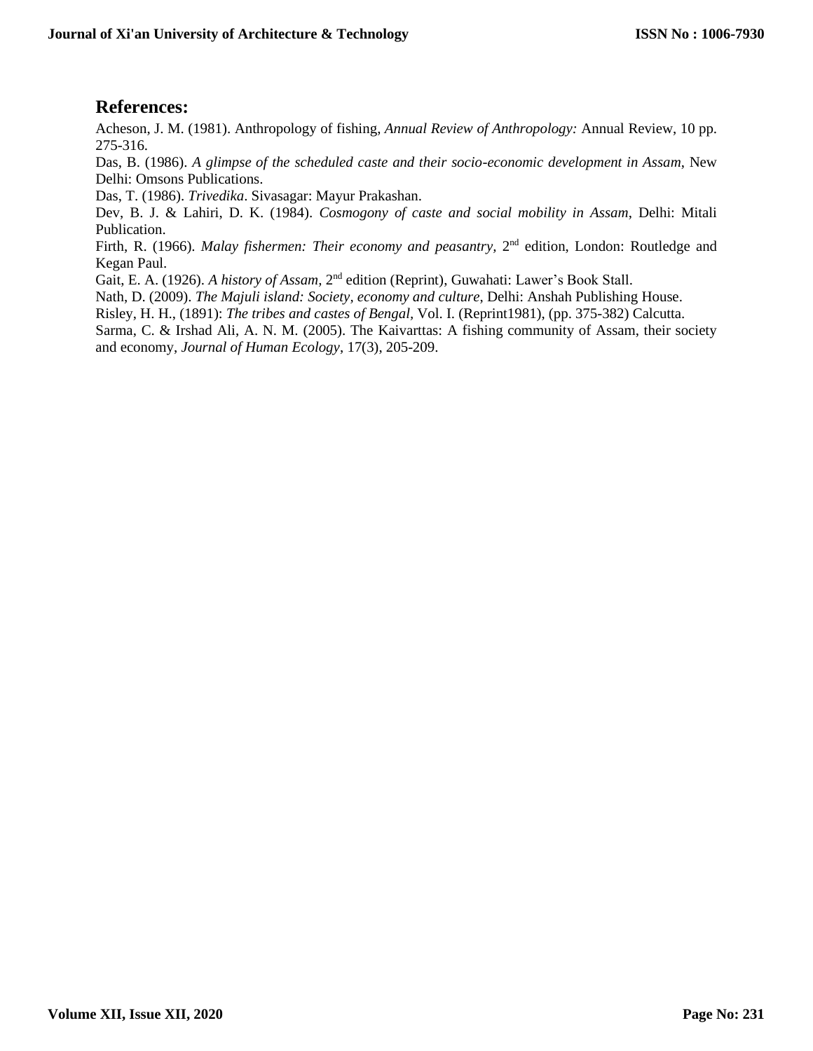## References:

Acheson, J. M. (1981). Anthropology of fishing, *Annual Review of Anthropology:* Annual Review, 10 pp. 275-316.

Das, B. (1986). *A glimpse of the scheduled caste and their socio-economic development in Assam,* New Delhi: Omsons Publications.

Das, T. (1986). *Trivedika*. Sivasagar: Mayur Prakashan.

Dev, B. J. & Lahiri, D. K. (1984). *Cosmogony of caste and social mobility in Assam*, Delhi: Mitali Publication.

Firth, R. (1966). *Malay fishermen: Their economy and peasantry,* 2nd edition, London: Routledge and Kegan Paul.

Gait, E. A. (1926). *A history of Assam,* 2nd edition (Reprint), Guwahati: Lawer's Book Stall.

Nath, D. (2009). *The Majuli island: Society, economy and culture*, Delhi: Anshah Publishing House.

Risley, H. H., (1891): *The tribes and castes of Bengal,* Vol. I. (Reprint1981), (pp. 375-382) Calcutta.

Sarma, C. & Irshad Ali, A. N. M. (2005). The Kaivarttas: A fishing community of Assam, their society and economy, *Journal of Human Ecology*, 17(3), 205-209.